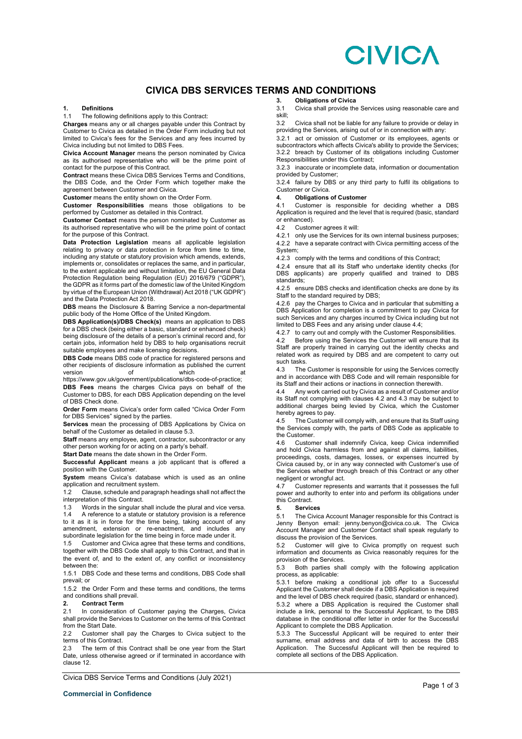# CIVICA DBS SERVICES TERMS AND CONDITIONS

## 1. Definitions

1.1 The following definitions apply to this Contract:

**Charges** means any or all charges payable under this Contract by Customer to Civica as detailed in the Order Form including but not limited to Civica's fees for the Services and any fees incurred by Civica including but not limited to DBS Fees.

**Civica Account Manager** means the person nominated by Civica as its authorised representative who will be the prime point of contact for the purpose of this Contract.

**Contract** means these Civica DBS Services Terms and Conditions, the DBS Code, and the Order Form which together make the agreement between Customer and Civica.

**Customer** means the entity shown on the Order Form.

**Customer Responsibilities** means those obligations to be performed by Customer as detailed in this Contract.

**Customer Contact** means the person nominated by Customer as its authorised representative who will be the prime point of contact for the purpose of this Contract.

**Data Protection Legislation** means all applicable legislation relating to privacy or data protection in force from time to time, including any statute or statutory provision which amends, extends, implements or, consolidates or replaces the same, and in particular, to the extent applicable and without limitation, the EU General Data Protection Regulation being Regulation (EU) 2016/679 ("GDPR"), the GDPR as it forms part of the domestic law of the United Kingdom by virtue of the European Union (Withdrawal) Act 2018 ("UK GDPR") and the Data Protection Act 2018.

**DBS** means the Disclosure & Barring Service a non-departmental public body of the Home Office of the United Kingdom.

**DBS Application(s)/DBS Check(s)** means an application to DBS for a DBS check (being either a basic, standard or enhanced check) being disclosure of the details of a person's criminal record and, for certain jobs, information held by DBS to help organisations recruit suitable employees and make licensing decisions.

**DBS Code** means DBS code of practice for registered persons and other recipients of disclosure information as published the current version of which at https://www.gov.uk/government/publications/dbs-code-of-practice;

**DBS Fees** means the charges Civica pays on behalf of the Customer to DBS, for each DBS Application depending on the level of DBS Check done.

**Order Form** means Civica's order form called "Civica Order Form for DBS Services" signed by the parties.

**Services** mean the processing of DBS Applications by Civica on behalf of the Customer as detailed in clause 5.3.

**Staff** means any employee, agent, contractor, subcontractor or any other person working for or acting on a party's behalf.

**Start Date** means the date shown in the Order Form.

**Successful Applicant** means a job applicant that is offered a position with the Customer.

**System** means Civica's database which is used as an online application and recruitment system.

1.2 Clause, schedule and paragraph headings shall not affect the interpretation of this Contract.

1.3 Words in the singular shall include the plural and vice versa.

1.4 A reference to a statute or statutory provision is a reference to it as it is in force for the time being, taking account of any amendment, extension or re-enactment, and includes any subordinate legislation for the time being in force made under it.

1.5 Customer and Civica agree that these terms and conditions, together with the DBS Code shall apply to this Contract, and that in the event of, and to the extent of, any conflict or inconsistency between the:

1.5.1 DBS Code and these terms and conditions, DBS Code shall prevail; or

1.5.2 the Order Form and these terms and conditions, the terms and conditions shall prevail.

## 2. Contract Term

2.1 In consideration of Customer paying the Charges, Civica shall provide the Services to Customer on the terms of this Contract from the Start Date.

2.2 Customer shall pay the Charges to Civica subject to the terms of this Contract.

2.3 The term of this Contract shall be one year from the Start Date, unless otherwise agreed or if terminated in accordance with clause 12.

## 3. Obligations of Civica

3.1 Civica shall provide the Services using reasonable care and skill;

3.2 Civica shall not be liable for any failure to provide or delay in providing the Services, arising out of or in connection with any:

3.2.1 act or omission of Customer or its employees, agents or subcontractors which affects Civica's ability to provide the Services;

3.2.2 breach by Customer of its obligations including Customer Responsibilities under this Contract;

3.2.3 inaccurate or incomplete data, information or documentation provided by Customer;

3.2.4 failure by DBS or any third party to fulfil its obligations to Customer or Civica.

## 4. Obligations of Customer

4.1 Customer is responsible for deciding whether a DBS Application is required and the level that is required (basic, standard or enhanced).

4.2 Customer agrees it will:

4.2.1 only use the Services for its own internal business purposes;

4.2.2 have a separate contract with Civica permitting access of the System;

4.2.3 comply with the terms and conditions of this Contract;

4.2.4 ensure that all its Staff who undertake identity checks (for DBS applicants) are properly qualified and trained to DBS standards;

4.2.5 ensure DBS checks and identification checks are done by its Staff to the standard required by DBS;

4.2.6 pay the Charges to Civica and in particular that submitting a DBS Application for completion is a commitment to pay Civica for such Services and any charges incurred by Civica including but not limited to DBS Fees and any arising under clause 4.4;

4.2.7 to carry out and comply with the Customer Responsibilities.

4.2 Before using the Services the Customer will ensure that its Staff are properly trained in carrying out the identity checks and related work as required by DBS and are competent to carry out such tasks.

4.3 The Customer is responsible for using the Services correctly and in accordance with DBS Code and will remain responsible for its Staff and their actions or inactions in connection therewith.

4.4 Any work carried out by Civica as a result of Customer and/or its Staff not complying with clauses 4.2 and 4.3 may be subject to additional charges being levied by Civica, which the Customer hereby agrees to pay.

4.5 The Customer will comply with, and ensure that its Staff using the Services comply with, the parts of DBS Code as applicable to the Customer.

4.6 Customer shall indemnify Civica, keep Civica indemnified and hold Civica harmless from and against all claims, liabilities, proceedings, costs, damages, losses, or expenses incurred by Civica caused by, or in any way connected with Customer's use of the Services whether through breach of this Contract or any other negligent or wrongful act.

4.7 Customer represents and warrants that it possesses the full power and authority to enter into and perform its obligations under this Contract.

## 5. Services

5.1 The Civica Account Manager responsible for this Contract is Jenny Benyon email: jenny.benyon@civica.co.uk. The Civica Account Manager and Customer Contact shall speak regularly to discuss the provision of the Services.

5.2 Customer will give to Civica promptly on request such information and documents as Civica reasonably requires for the provision of the Services.

5.3 Both parties shall comply with the following application process, as applicable:

5.3.1 before making a conditional job offer to a Successful Applicant the Customer shall decide if a DBS Application is required and the level of DBS check required (basic, standard or enhanced).

5.3.2 where a DBS Application is required the Customer shall include a link, personal to the Successful Applicant, to the DBS database in the conditional offer letter in order for the Successful Applicant to complete the DBS Application.

5.3.3 The Successful Applicant will be required to enter their surname, email address and data of birth to access the DBS Application. The Successful Applicant will then be required to complete all sections of the DBS Application.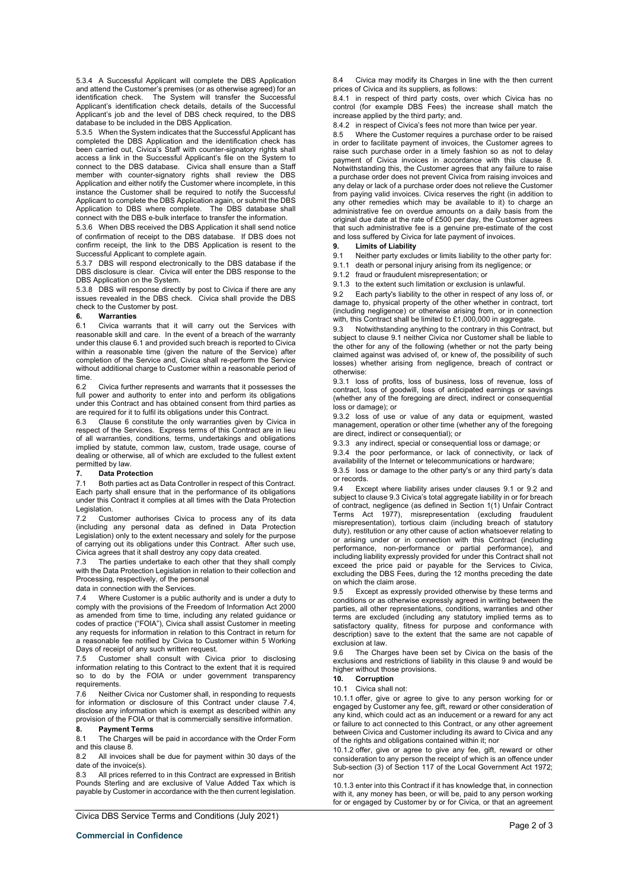5.3.4 A Successful Applicant will complete the DBS Application and attend the Customer's premises (or as otherwise agreed) for an identification check. The System will transfer the Successful Applicant's identification check details, details of the Successful Applicant's job and the level of DBS check required, to the DBS database to be included in the DBS Application.

5.3.5 When the System indicates that the Successful Applicant has completed the DBS Application and the identification check has been carried out, Civica's Staff with counter-signatory rights shall access a link in the Successful Applicant's file on the System to connect to the DBS database. Civica shall ensure than a Staff member with counter-signatory rights shall review the DBS Application and either notify the Customer where incomplete, in this instance the Customer shall be required to notify the Successful Applicant to complete the DBS Application again, or submit the DBS Application to DBS where complete. The DBS database shall connect with the DBS e-bulk interface to transfer the information.

5.3.6 When DBS received the DBS Application it shall send notice of confirmation of receipt to the DBS database. If DBS does not confirm receipt, the link to the DBS Application is resent to the Successful Applicant to complete again.

5.3.7 DBS will respond electronically to the DBS database if the DBS disclosure is clear. Civica will enter the DBS response to the DBS Application on the System.

5.3.8 DBS will response directly by post to Civica if there are any issues revealed in the DBS check. Civica shall provide the DBS check to the Customer by post.

## 6. Warranties

6.1 Civica warrants that it will carry out the Services with reasonable skill and care. In the event of a breach of the warranty under this clause 6.1 and provided such breach is reported to Civica within a reasonable time (given the nature of the Service) after completion of the Service and, Civica shall re-perform the Service without additional charge to Customer within a reasonable period of time.

6.2 Civica further represents and warrants that it possesses the full power and authority to enter into and perform its obligations under this Contract and has obtained consent from third parties as are required for it to fulfil its obligations under this Contract.

6.3 Clause 6 constitute the only warranties given by Civica in respect of the Services. Express terms of this Contract are in lieu of all warranties, conditions, terms, undertakings and obligations implied by statute, common law, custom, trade usage, course of dealing or otherwise, all of which are excluded to the fullest extent permitted by law.

## 7. Data Protection

7.1 Both parties act as Data Controller in respect of this Contract. Each party shall ensure that in the performance of its obligations under this Contract it complies at all times with the Data Protection Legislation.

7.2 Customer authorises Civica to process any of its data (including any personal data as defined in Data Protection Legislation) only to the extent necessary and solely for the purpose of carrying out its obligations under this Contract. After such use, Civica agrees that it shall destroy any copy data created.

7.3 The parties undertake to each other that they shall comply with the Data Protection Legislation in relation to their collection and Processing, respectively, of the personal

data in connection with the Services.

7.4 Where Customer is a public authority and is under a duty to comply with the provisions of the Freedom of Information Act 2000 as amended from time to time, including any related guidance or codes of practice ("FOIA"), Civica shall assist Customer in meeting any requests for information in relation to this Contract in return for a reasonable fee notified by Civica to Customer within 5 Working Days of receipt of any such written request.

7.5 Customer shall consult with Civica prior to disclosing information relating to this Contract to the extent that it is required so to do by the FOIA or under government transparency requirements.

7.6 Neither Civica nor Customer shall, in responding to requests for information or disclosure of this Contract under clause 7.4, disclose any information which is exempt as described within any provision of the FOIA or that is commercially sensitive information.

## 8. Payment Terms

8.1 The Charges will be paid in accordance with the Order Form and this clause 8.

8.2 All invoices shall be due for payment within 30 days of the date of the invoice(s).

8.3 All prices referred to in this Contract are expressed in British Pounds Sterling and are exclusive of Value Added Tax which is payable by Customer in accordance with the then current legislation.

8.4 Civica may modify its Charges in line with the then current prices of Civica and its suppliers, as follows:

8.4.1 in respect of third party costs, over which Civica has no control (for example DBS Fees) the increase shall match the increase applied by the third party; and.

8.4.2 in respect of Civica's fees not more than twice per year.

8.5 Where the Customer requires a purchase order to be raised in order to facilitate payment of invoices, the Customer agrees to raise such purchase order in a timely fashion so as not to delay payment of Civica invoices in accordance with this clause 8. Notwithstanding this, the Customer agrees that any failure to raise a purchase order does not prevent Civica from raising invoices and any delay or lack of a purchase order does not relieve the Customer from paying valid invoices. Civica reserves the right (in addition to any other remedies which may be available to it) to charge an administrative fee on overdue amounts on a daily basis from the original due date at the rate of £500 per day, the Customer agrees that such administrative fee is a genuine pre-estimate of the cost and loss suffered by Civica for late payment of invoices.

## 9. Limits of Liability

9.1 Neither party excludes or limits liability to the other party for:

9.1.1 death or personal injury arising from its negligence; or

9.1.2 fraud or fraudulent misrepresentation; or

9.1.3 to the extent such limitation or exclusion is unlawful.

9.2 Each party's liability to the other in respect of any loss of, or damage to, physical property of the other whether in contract, tort (including negligence) or otherwise arising from, or in connection with, this Contract shall be limited to £1,000,000 in aggregate.

9.3 Notwithstanding anything to the contrary in this Contract, but subject to clause 9.1 neither Civica nor Customer shall be liable to the other for any of the following (whether or not the party being claimed against was advised of, or knew of, the possibility of such losses) whether arising from negligence, breach of contract or otherwise:

9.3.1 loss of profits, loss of business, loss of revenue, loss of contract, loss of goodwill, loss of anticipated earnings or savings (whether any of the foregoing are direct, indirect or consequential loss or damage); or

9.3.2 loss of use or value of any data or equipment, wasted management, operation or other time (whether any of the foregoing are direct, indirect or consequential); or

9.3.3 any indirect, special or consequential loss or damage; or

9.3.4 the poor performance, or lack of connectivity, or lack of availability of the Internet or telecommunications or hardware;

9.3.5 loss or damage to the other party's or any third party's data or records.

9.4 Except where liability arises under clauses 9.1 or 9.2 and subject to clause 9.3 Civica's total aggregate liability in or for breach of contract, negligence (as defined in Section 1(1) Unfair Contract Terms Act 1977), misrepresentation (excluding fraudulent misrepresentation), tortious claim (including breach of statutory duty), restitution or any other cause of action whatsoever relating to or arising under or in connection with this Contract (including performance, non-performance or partial performance), and including liability expressly provided for under this Contract shall not exceed the price paid or payable for the Services to Civica, excluding the DBS Fees, during the 12 months preceding the date on which the claim arose.

9.5 Except as expressly provided otherwise by these terms and conditions or as otherwise expressly agreed in writing between the parties, all other representations, conditions, warranties and other terms are excluded (including any statutory implied terms as to satisfactory quality, fitness for purpose and conformance with description) save to the extent that the same are not capable of exclusion at law.

9.6 The Charges have been set by Civica on the basis of the exclusions and restrictions of liability in this clause 9 and would be higher without those provisions.

## 10. Corruption

10.1 Civica shall not:

10.1.1 offer, give or agree to give to any person working for or engaged by Customer any fee, gift, reward or other consideration of any kind, which could act as an inducement or a reward for any act or failure to act connected to this Contract, or any other agreement between Civica and Customer including its award to Civica and any of the rights and obligations contained within it; nor

10.1.2 offer, give or agree to give any fee, gift, reward or other consideration to any person the receipt of which is an offence under Sub-section (3) of Section 117 of the Local Government Act 1972; nor

10.1.3 enter into this Contract if it has knowledge that, in connection with it, any money has been, or will be, paid to any person working for or engaged by Customer by or for Civica, or that an agreement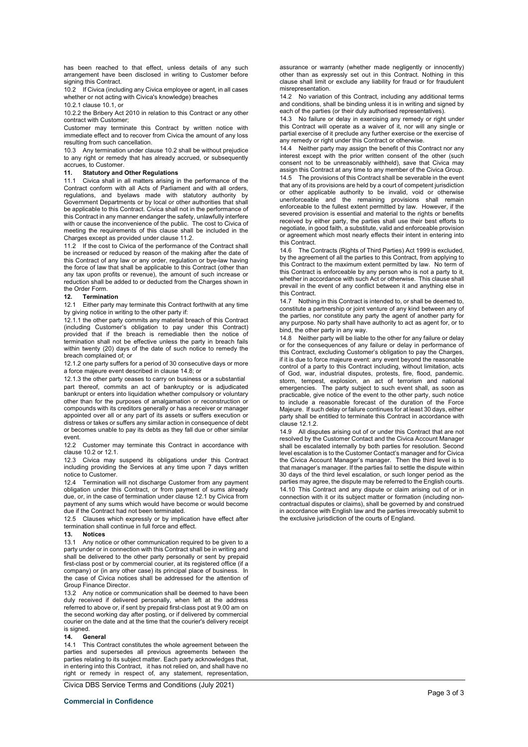has been reached to that effect, unless details of any such arrangement have been disclosed in writing to Customer before signing this Contract.

10.2 If Civica (including any Civica employee or agent, in all cases whether or not acting with Civica's knowledge) breaches

10.2.1 clause 10.1, or

10.2.2 the Bribery Act 2010 in relation to this Contract or any other contract with Customer;

Customer may terminate this Contract by written notice with immediate effect and to recover from Civica the amount of any loss resulting from such cancellation.

10.3 Any termination under clause 10.2 shall be without prejudice to any right or remedy that has already accrued, or subsequently accrues, to Customer.

## 11. Statutory and Other Regulations

11.1 Civica shall in all matters arising in the performance of the Contract conform with all Acts of Parliament and with all orders, regulations, and byelaws made with statutory authority by Government Departments or by local or other authorities that shall be applicable to this Contract. Civica shall not in the performance of this Contract in any manner endanger the safety, unlawfully interfere with or cause the inconvenience of the public. The cost to Civica of meeting the requirements of this clause shall be included in the Charges except as provided under clause 11.2.

11.2 If the cost to Civica of the performance of the Contract shall be increased or reduced by reason of the making after the date of this Contract of any law or any order, regulation or bye-law having the force of law that shall be applicable to this Contract (other than any tax upon profits or revenue), the amount of such increase or reduction shall be added to or deducted from the Charges shown in the Order Form.

## 12. Termination

12.1 Either party may terminate this Contract forthwith at any time by giving notice in writing to the other party if:

12.1.1 the other party commits any material breach of this Contract (including Customer's obligation to pay under this Contract) provided that if the breach is remediable then the notice of termination shall not be effective unless the party in breach fails within twenty (20) days of the date of such notice to remedy the breach complained of; or

12.1.2 one party suffers for a period of 30 consecutive days or more a force majeure event described in clause 14.8; or

12.1.3 the other party ceases to carry on business or a substantial part thereof, commits an act of bankruptcy or is adjudicated bankrupt or enters into liquidation whether compulsory or voluntary other than for the purposes of amalgamation or reconstruction or compounds with its creditors generally or has a receiver or manager appointed over all or any part of its assets or suffers execution or distress or takes or suffers any similar action in consequence of debt or becomes unable to pay its debts as they fall due or other similar event.

12.2 Customer may terminate this Contract in accordance with clause 10.2 or 12.1.

12.3 Civica may suspend its obligations under this Contract including providing the Services at any time upon 7 days written notice to Customer.

12.4 Termination will not discharge Customer from any payment obligation under this Contract, or from payment of sums already due, or, in the case of termination under clause 12.1 by Civica from payment of any sums which would have become or would become due if the Contract had not been terminated.

12.5 Clauses which expressly or by implication have effect after termination shall continue in full force and effect.

## 13. Notices

13.1 Any notice or other communication required to be given to a party under or in connection with this Contract shall be in writing and shall be delivered to the other party personally or sent by prepaid first-class post or by commercial courier, at its registered office (if a company) or (in any other case) its principal place of business. In the case of Civica notices shall be addressed for the attention of Group Finance Director.

13.2 Any notice or communication shall be deemed to have been duly received if delivered personally, when left at the address referred to above or, if sent by prepaid first-class post at 9.00 am on the second working day after posting, or if delivered by commercial courier on the date and at the time that the courier's delivery receipt is signed.

## 14. General

14.1 This Contract constitutes the whole agreement between the parties and supersedes all previous agreements between the parties relating to its subject matter. Each party acknowledges that, in entering into this Contract, it has not relied on, and shall have no right or remedy in respect of, any statement, representation, assurance or warranty (whether made negligently or innocently) other than as expressly set out in this Contract. Nothing in this clause shall limit or exclude any liability for fraud or for fraudulent misrepresentation.

14.2 No variation of this Contract, including any additional terms and conditions, shall be binding unless it is in writing and signed by each of the parties (or their duly authorised representatives).

14.3 No failure or delay in exercising any remedy or right under this Contract will operate as a waiver of it, nor will any single or partial exercise of it preclude any further exercise or the exercise of any remedy or right under this Contract or otherwise.

14.4 Neither party may assign the benefit of this Contract nor any interest except with the prior written consent of the other (such consent not to be unreasonably withheld), save that Civica may assign this Contract at any time to any member of the Civica Group.

14.5 The provisions of this Contract shall be severable in the event that any of its provisions are held by a court of competent jurisdiction or other applicable authority to be invalid, void or otherwise unenforceable and the remaining provisions shall remain enforceable to the fullest extent permitted by law. However, if the severed provision is essential and material to the rights or benefits received by either party, the parties shall use their best efforts to negotiate, in good faith, a substitute, valid and enforceable provision or agreement which most nearly effects their intent in entering into this Contract.

14.6 The Contracts (Rights of Third Parties) Act 1999 is excluded, by the agreement of all the parties to this Contract, from applying to this Contract to the maximum extent permitted by law. No term of this Contract is enforceable by any person who is not a party to it, whether in accordance with such Act or otherwise. This clause shall prevail in the event of any conflict between it and anything else in this Contract.

14.7 Nothing in this Contract is intended to, or shall be deemed to, constitute a partnership or joint venture of any kind between any of the parties, nor constitute any party the agent of another party for any purpose. No party shall have authority to act as agent for, or to bind, the other party in any way.

14.8 Neither party will be liable to the other for any failure or delay or for the consequences of any failure or delay in performance of this Contract, excluding Customer's obligation to pay the Charges, if it is due to force majeure event: any event beyond the reasonable control of a party to this Contract including, without limitation, acts of God, war, industrial disputes, protests, fire, flood, pandemic. storm, tempest, explosion, an act of terrorism and national emergencies. The party subject to such event shall, as soon as practicable, give notice of the event to the other party, such notice to include a reasonable forecast of the duration of the Force Majeure. If such delay or failure continues for at least 30 days, either party shall be entitled to terminate this Contract in accordance with clause 12.1.2.

14.9 All disputes arising out of or under this Contract that are not resolved by the Customer Contact and the Civica Account Manager shall be escalated internally by both parties for resolution. Second level escalation is to the Customer Contact's manager and for Civica the Civica Account Manager's manager. Then the third level is to that manager's manager. If the parties fail to settle the dispute within 30 days of the third level escalation, or such longer period as the parties may agree, the dispute may be referred to the English courts.

14.10 This Contract and any dispute or claim arising out of or in connection with it or its subject matter or formation (including non-contractual disputes or claims), shall be governed by and construed in accordance with English law and the parties irrevocably submit to the exclusive jurisdiction of the courts of England.